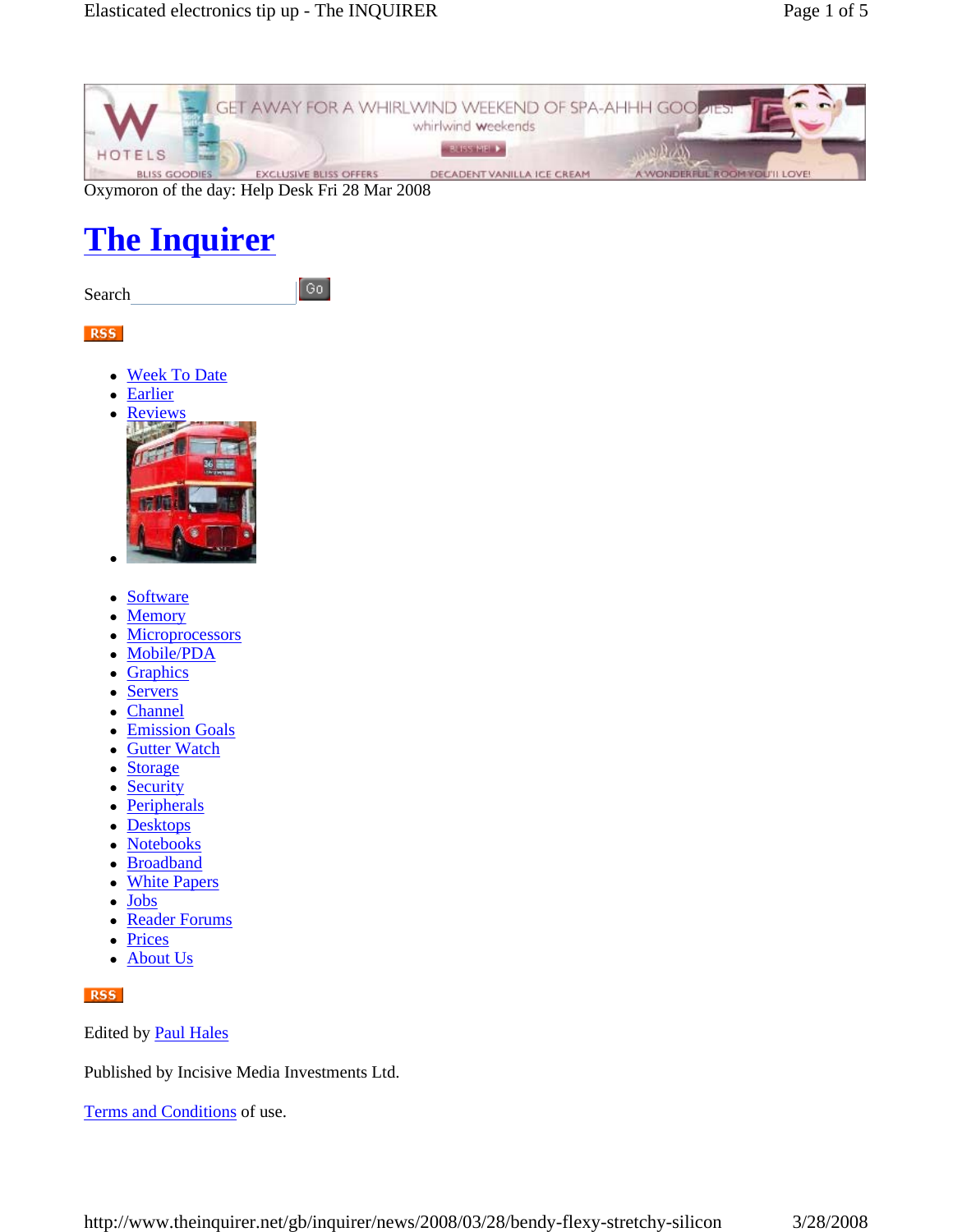Oxymoron of the day: Help Desk Fri 28 Mar 2008

# The Inquirer

Search Go

RSS

- Week To Date
- Earlier
- Reviews
- 

- Software
- Memory
- Microprocessors
- Mobile/PDA
- Graphics
- Servers
- Channel
- Emission Goals
- Gutter Watch
- Storage
- Security
- Peripherals
- Desktops
- Notebooks
- Broadband
- White Papers
- Jobs
- Reader Forums
- Prices
- About Us

RSS

Edited by Paul Hales

Published by Incisive Media Investments Ltd.

Terms and Conditions of use.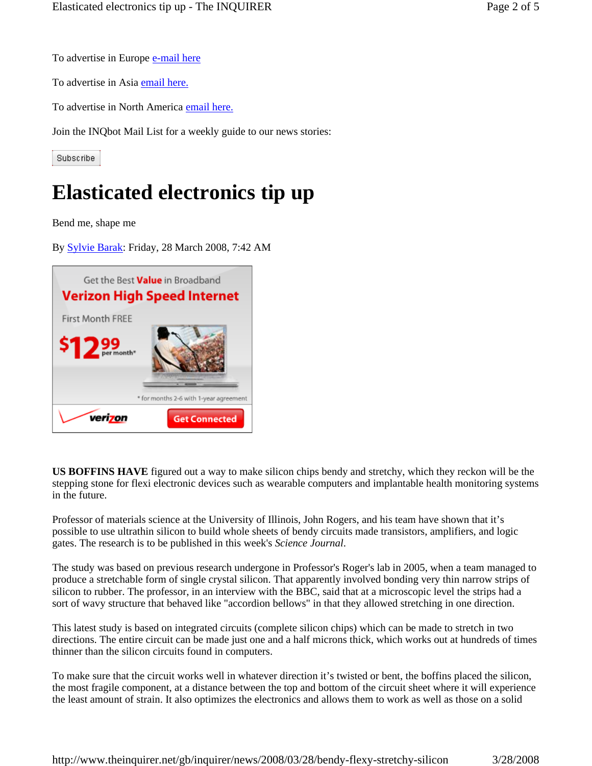To advertise in Europe [e-mail here](#)

To advertise in Asia [email here.](#)

To advertise in North America [email here.](#)

Join the INQbot Mail List for a weekly guide to our news stories:

Subscribe

# Elasticated electronics tip up

Bend me, shape me

By [Sylvie Barak](#): Friday, 28 March 2008, 7:42 AM

**US BOFFINS HAVE** figured out a way to make silicon chips bendy and stretchy, which they reckon will be the stepping stone for flexi electronic devices such as wearable computers and implantable health monitoring systems in the future.

Professor of materials science at the University of Illinois, John Rogers, and his team have shown that it's possible to use ultrathin silicon to build whole sheets of bendy circuits made transistors, amplifiers, and logic gates. The research is to be published in this week's *Science Journal*.

The study was based on previous research undergone in Professor's Roger's lab in 2005, when a team managed to produce a stretchable form of single crystal silicon. That apparently involved bonding very thin narrow strips of silicon to rubber. The professor, in an interview with the BBC, said that at a microscopic level the strips had a sort of wavy structure that behaved like "accordion bellows" in that they allowed stretching in one direction.

This latest study is based on integrated circuits (complete silicon chips) which can be made to stretch in two directions. The entire circuit can be made just one and a half microns thick, which works out at hundreds of times thinner than the silicon circuits found in computers.

To make sure that the circuit works well in whatever direction it's twisted or bent, the boffins placed the silicon, the most fragile component, at a distance between the top and bottom of the circuit sheet where it will experience the least amount of strain. It also optimizes the electronics and allows them to work as well as those on a solid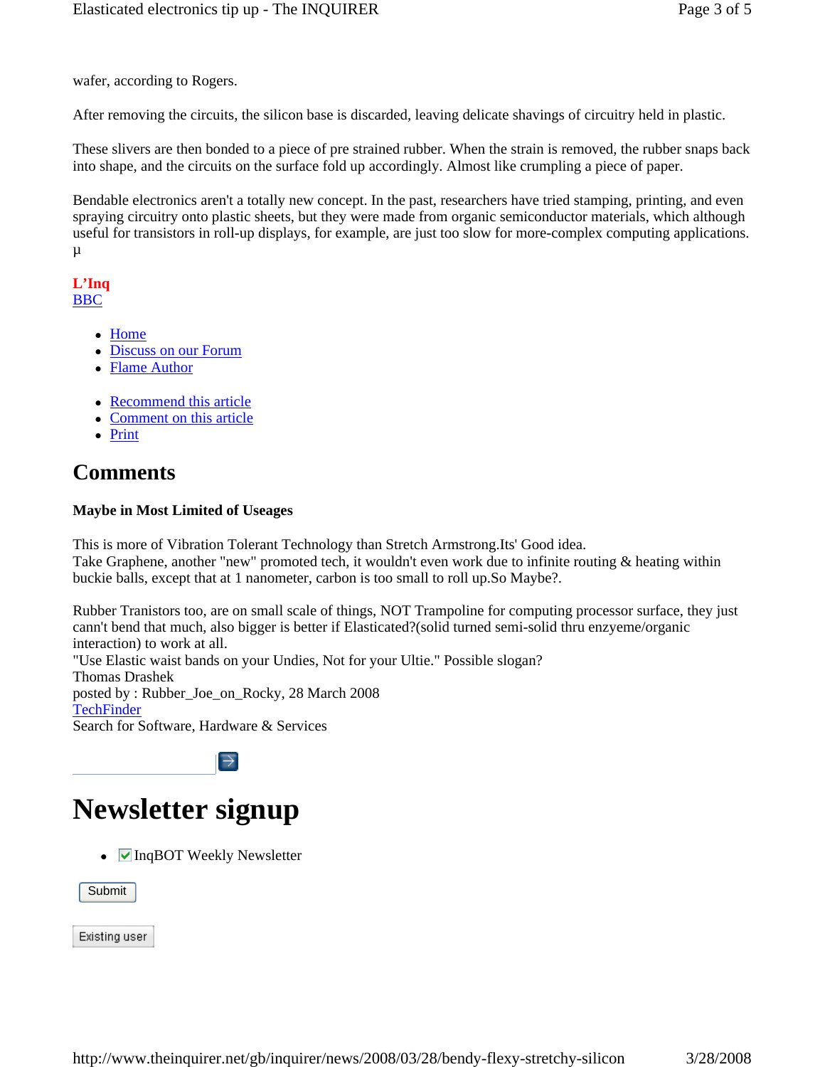wafer, according to Rogers.

After removing the circuits, the silicon base is discarded, leaving delicate shavings of circuitry held in plastic.

These slivers are then bonded to a piece of pre strained rubber. When the strain is removed, the rubber snaps back into shape, and the circuits on the surface fold up accordingly. Almost like crumpling a piece of paper.

Bendable electronics aren't a totally new concept. In the past, researchers have tried stamping, printing, and even spraying circuitry onto plastic sheets, but they were made from organic semiconductor materials, which although useful for transistors in roll-up displays, for example, are just too slow for more-complex computing applications. µ

**L'Inq**
BBC

- Home
- Discuss on our Forum
- Flame Author

- Recommend this article
- Comment on this article
- Print

## Comments

#### Maybe in Most Limited of Useages

This is more of Vibration Tolerant Technology than Stretch Armstrong.Its' Good idea.
Take Graphene, another "new" promoted tech, it wouldn't even work due to infinite routing & heating within buckie balls, except that at 1 nanometer, carbon is too small to roll up.So Maybe?.

Rubber Tranistors too, are on small scale of things, NOT Trampoline for computing processor surface, they just cann't bend that much, also bigger is better if Elasticated?(solid turned semi-solid thru enzyeme/organic interaction) to work at all.
"Use Elastic waist bands on your Undies, Not for your Ultie." Possible slogan?
Thomas Drashek
posted by : Rubber_Joe_on_Rocky, 28 March 2008
TechFinder
Search for Software, Hardware & Services

# Newsletter signup

- InqBOT Weekly Newsletter

Submit

Existing user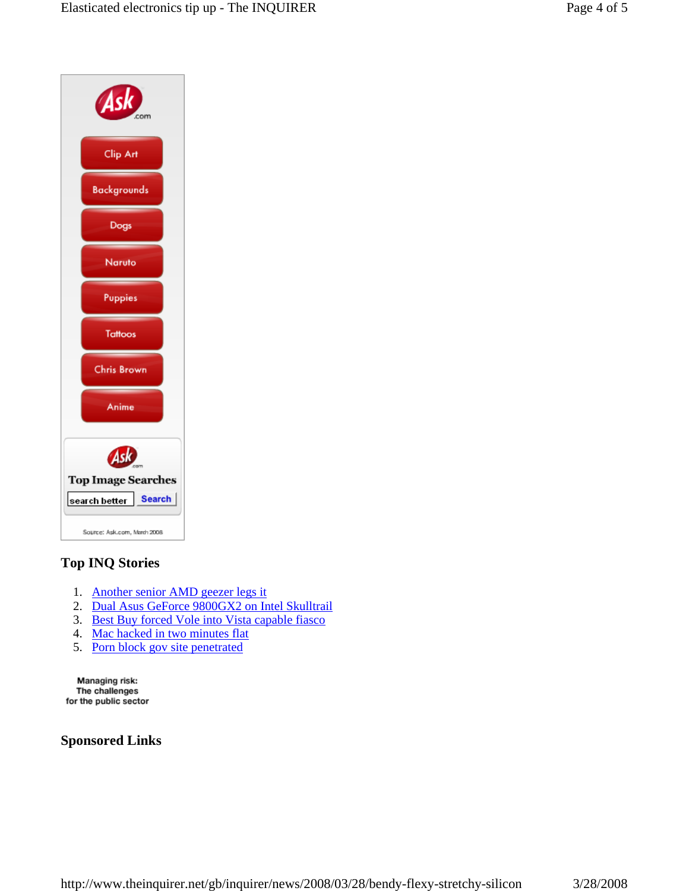Ask.com

Clip Art

Backgrounds

Dogs

Naruto

Puppies

Tattoos

Chris Brown

Anime

Ask.com

Top Image Searches

search better Search

Source: Ask.com, March 2008

## Top INQ Stories

1. Another senior AMD geezer legs it
2. Dual Asus GeForce 9800GX2 on Intel Skulltrail
3. Best Buy forced Vole into Vista capable fiasco
4. Mac hacked in two minutes flat
5. Porn block gov site penetrated

Managing risk:
The challenges
for the public sector

## Sponsored Links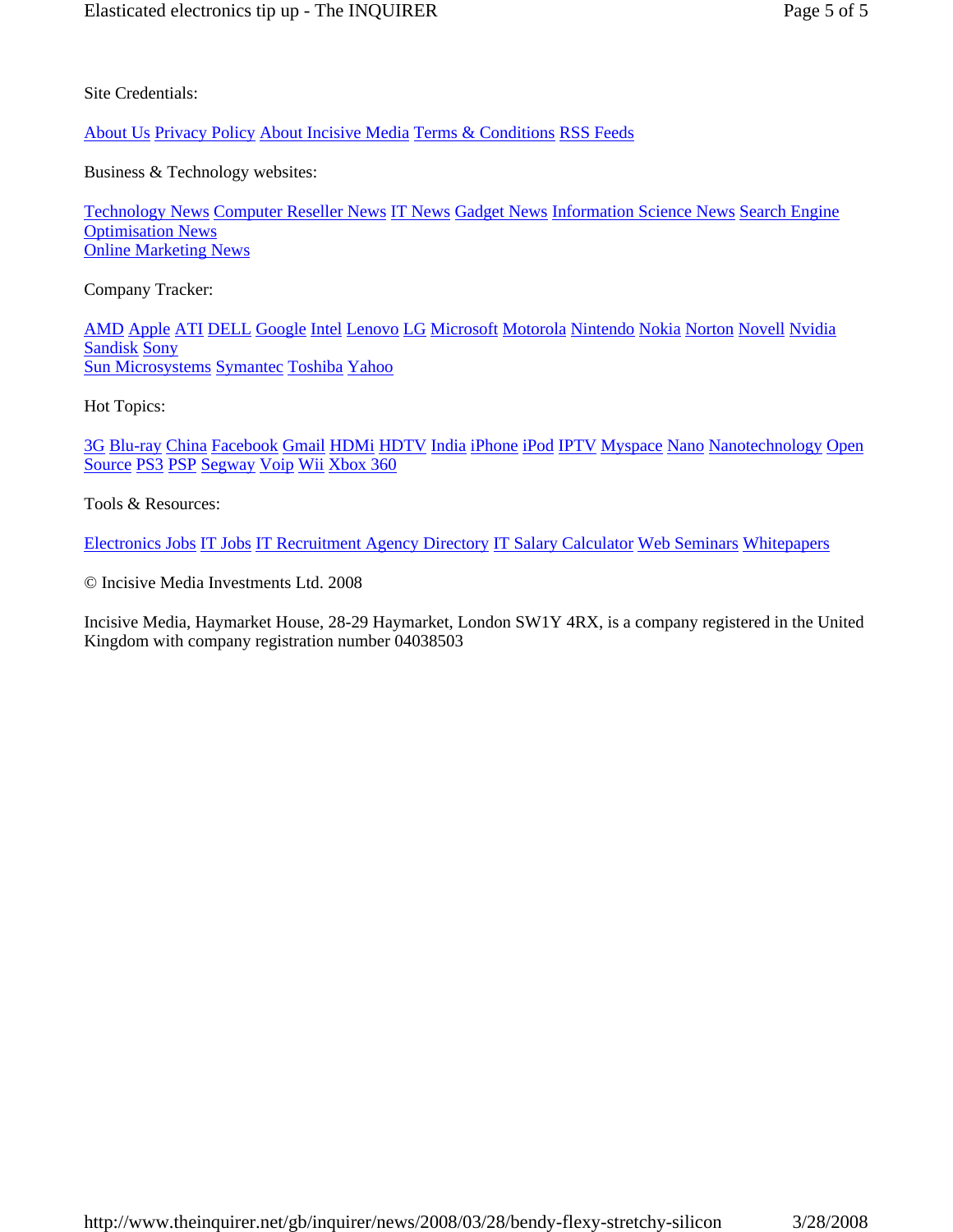Site Credentials:

About Us Privacy Policy About Incisive Media Terms & Conditions RSS Feeds

Business & Technology websites:

Technology News Computer Reseller News IT News Gadget News Information Science News Search Engine Optimisation News
Online Marketing News

Company Tracker:

AMD Apple ATI DELL Google Intel Lenovo LG Microsoft Motorola Nintendo Nokia Norton Novell Nvidia Sandisk Sony
Sun Microsystems Symantec Toshiba Yahoo

Hot Topics:

3G Blu-ray China Facebook Gmail HDMi HDTV India iPhone iPod IPTV Myspace Nano Nanotechnology Open Source PS3 PSP Segway Voip Wii Xbox 360

Tools & Resources:

Electronics Jobs IT Jobs IT Recruitment Agency Directory IT Salary Calculator Web Seminars Whitepapers

© Incisive Media Investments Ltd. 2008

Incisive Media, Haymarket House, 28-29 Haymarket, London SW1Y 4RX, is a company registered in the United Kingdom with company registration number 04038503